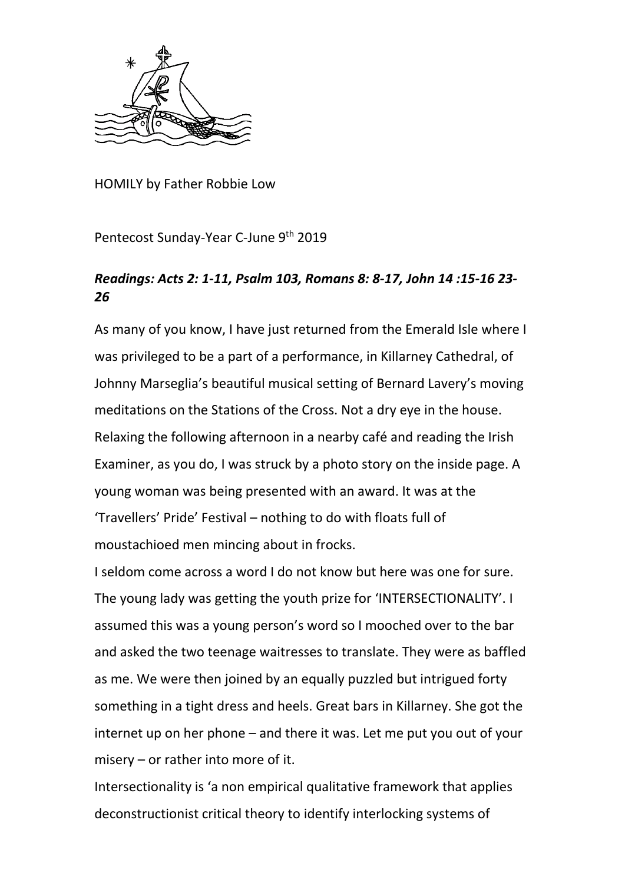HOMILY by Father Robbie Low

Pentecost Sunday-Year C-June 9th 2019

***Readings: Acts 2: 1-11, Psalm 103, Romans 8: 8-17, John 14 :15-16 23-26***

As many of you know, I have just returned from the Emerald Isle where I was privileged to be a part of a performance, in Killarney Cathedral, of Johnny Marseglia's beautiful musical setting of Bernard Lavery's moving meditations on the Stations of the Cross. Not a dry eye in the house. Relaxing the following afternoon in a nearby café and reading the Irish Examiner, as you do, I was struck by a photo story on the inside page. A young woman was being presented with an award. It was at the 'Travellers' Pride' Festival – nothing to do with floats full of moustachioed men mincing about in frocks.

I seldom come across a word I do not know but here was one for sure. The young lady was getting the youth prize for 'INTERSECTIONALITY'. I assumed this was a young person's word so I mooched over to the bar and asked the two teenage waitresses to translate. They were as baffled as me. We were then joined by an equally puzzled but intrigued forty something in a tight dress and heels. Great bars in Killarney. She got the internet up on her phone – and there it was. Let me put you out of your misery – or rather into more of it.

Intersectionality is 'a non empirical qualitative framework that applies deconstructionist critical theory to identify interlocking systems of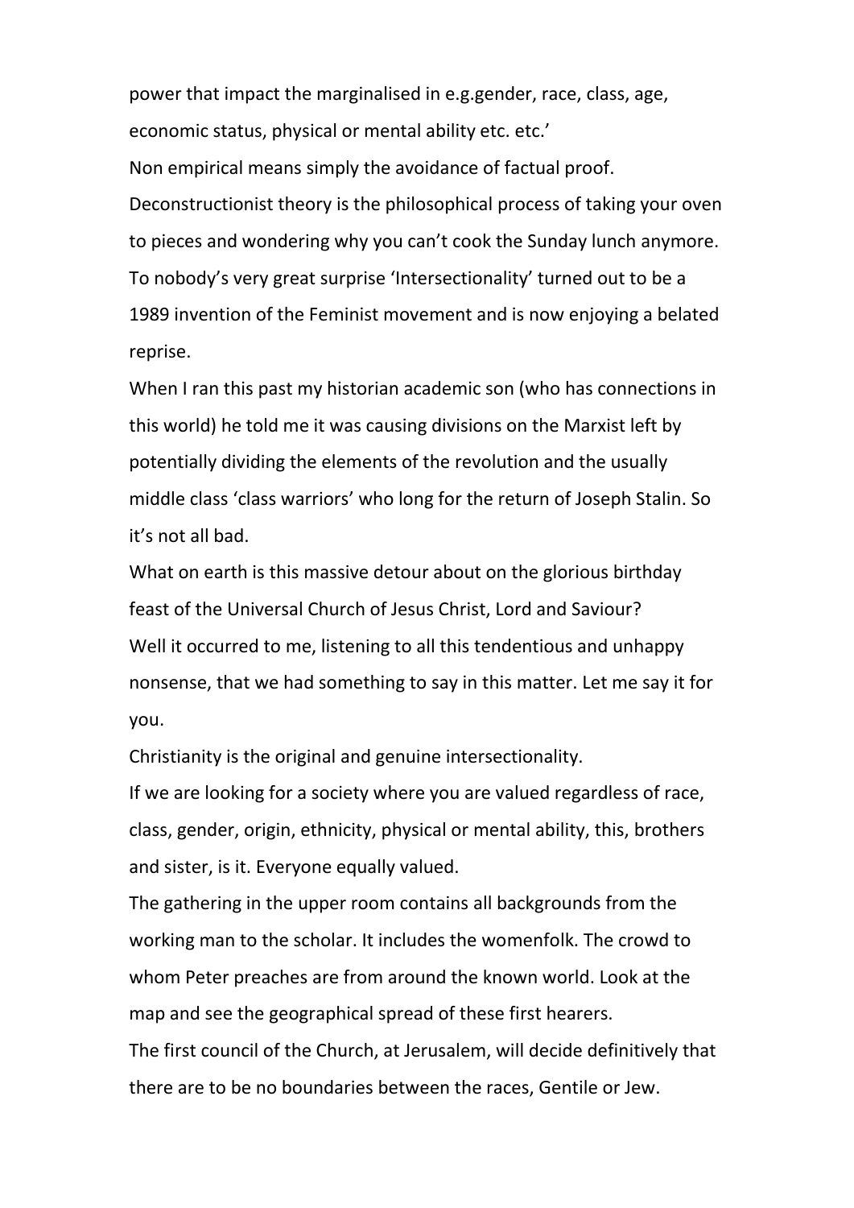power that impact the marginalised in e.g.gender, race, class, age, economic status, physical or mental ability etc. etc.'

Non empirical means simply the avoidance of factual proof.

Deconstructionist theory is the philosophical process of taking your oven to pieces and wondering why you can't cook the Sunday lunch anymore.

To nobody's very great surprise 'Intersectionality' turned out to be a 1989 invention of the Feminist movement and is now enjoying a belated reprise.

When I ran this past my historian academic son (who has connections in this world) he told me it was causing divisions on the Marxist left by potentially dividing the elements of the revolution and the usually middle class 'class warriors' who long for the return of Joseph Stalin. So it's not all bad.

What on earth is this massive detour about on the glorious birthday feast of the Universal Church of Jesus Christ, Lord and Saviour?

Well it occurred to me, listening to all this tendentious and unhappy nonsense, that we had something to say in this matter. Let me say it for you.

Christianity is the original and genuine intersectionality.

If we are looking for a society where you are valued regardless of race, class, gender, origin, ethnicity, physical or mental ability, this, brothers and sister, is it. Everyone equally valued.

The gathering in the upper room contains all backgrounds from the working man to the scholar. It includes the womenfolk. The crowd to whom Peter preaches are from around the known world. Look at the map and see the geographical spread of these first hearers.

The first council of the Church, at Jerusalem, will decide definitively that there are to be no boundaries between the races, Gentile or Jew.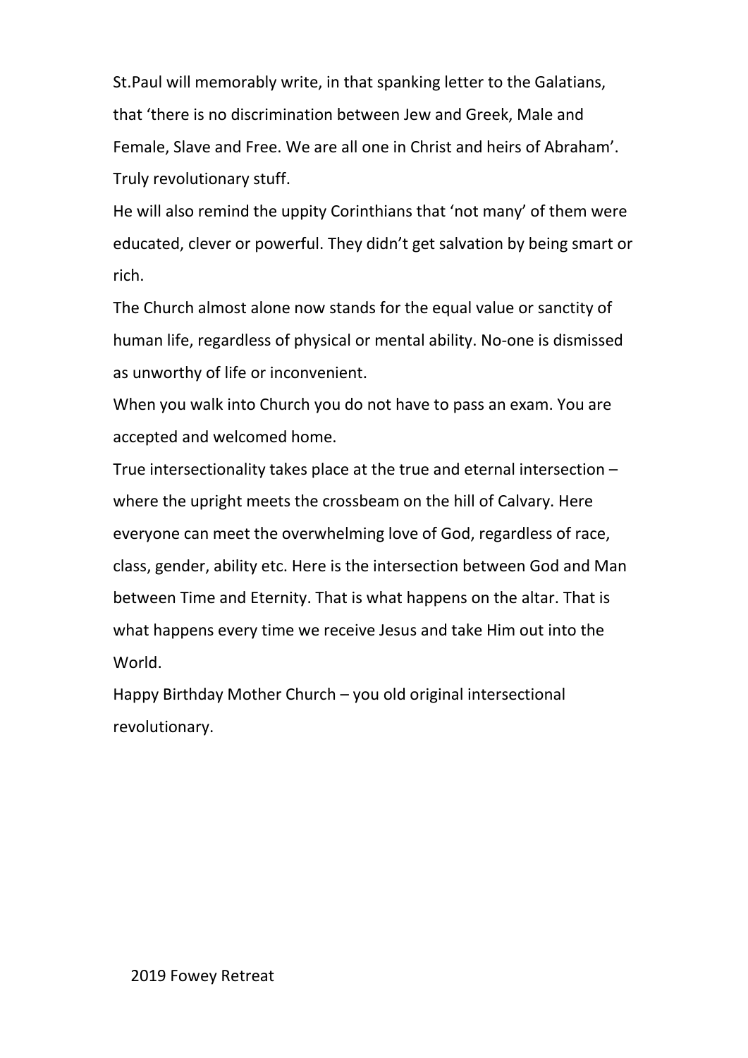St.Paul will memorably write, in that spanking letter to the Galatians, that 'there is no discrimination between Jew and Greek, Male and Female, Slave and Free. We are all one in Christ and heirs of Abraham'. Truly revolutionary stuff.

He will also remind the uppity Corinthians that 'not many' of them were educated, clever or powerful. They didn't get salvation by being smart or rich.

The Church almost alone now stands for the equal value or sanctity of human life, regardless of physical or mental ability. No-one is dismissed as unworthy of life or inconvenient.

When you walk into Church you do not have to pass an exam. You are accepted and welcomed home.

True intersectionality takes place at the true and eternal intersection – where the upright meets the crossbeam on the hill of Calvary. Here everyone can meet the overwhelming love of God, regardless of race, class, gender, ability etc. Here is the intersection between God and Man between Time and Eternity. That is what happens on the altar. That is what happens every time we receive Jesus and take Him out into the World.

Happy Birthday Mother Church – you old original intersectional revolutionary.

2019 Fowey Retreat